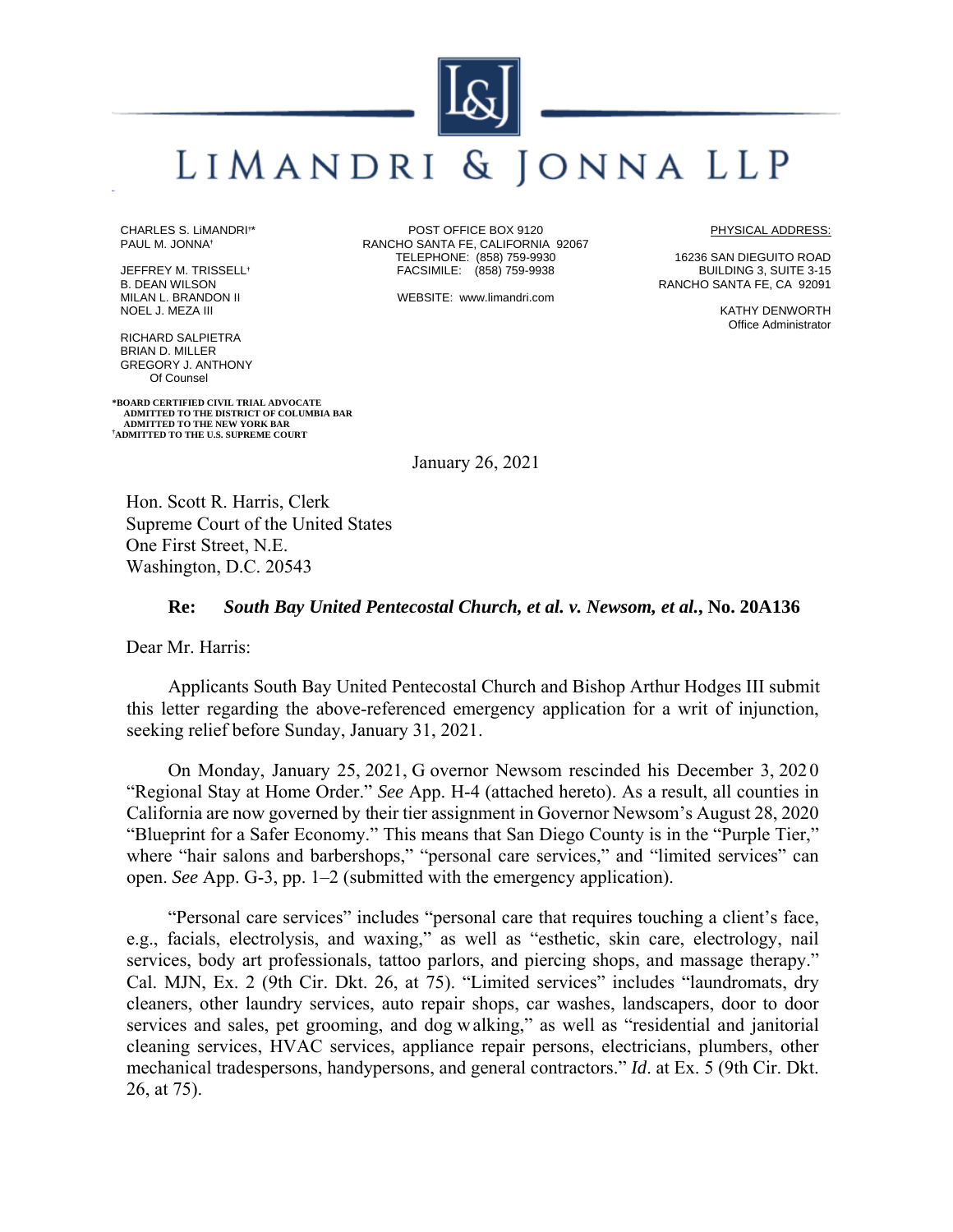# LIMANDRI & JONNA LLP

CHARLES S. LiMANDRI†*
PAUL M. JONNA†

JEFFREY M. TRISSELL†
B. DEAN WILSON
MILAN L. BRANDON II
NOEL J. MEZA III

RICHARD SALPIETRA
BRIAN D. MILLER
GREGORY J. ANTHONY
Of Counsel

POST OFFICE BOX 9120
RANCHO SANTA FE, CALIFORNIA 92067
TELEPHONE: (858) 759-9930
FACSIMILE: (858) 759-9938

WEBSITE: www.limandri.com

PHYSICAL ADDRESS:

16236 SAN DIEGUITO ROAD
BUILDING 3, SUITE 3-15
RANCHO SANTA FE, CA 92091

KATHY DENWORTH
Office Administrator

*BOARD CERTIFIED CIVIL TRIAL ADVOCATE
ADMITTED TO THE DISTRICT OF COLUMBIA BAR
ADMITTED TO THE NEW YORK BAR
†ADMITTED TO THE U.S. SUPREME COURT

January 26, 2021

Hon. Scott R. Harris, Clerk
Supreme Court of the United States
One First Street, N.E.
Washington, D.C. 20543

**Re:** ***South Bay United Pentecostal Church, et al. v. Newsom, et al.*, No. 20A136**

Dear Mr. Harris:

Applicants South Bay United Pentecostal Church and Bishop Arthur Hodges III submit this letter regarding the above-referenced emergency application for a writ of injunction, seeking relief before Sunday, January 31, 2021.

On Monday, January 25, 2021, Governor Newsom rescinded his December 3, 2020 "Regional Stay at Home Order." *See* App. H-4 (attached hereto). As a result, all counties in California are now governed by their tier assignment in Governor Newsom's August 28, 2020 "Blueprint for a Safer Economy." This means that San Diego County is in the "Purple Tier," where "hair salons and barbershops," "personal care services," and "limited services" can open. *See* App. G-3, pp. 1–2 (submitted with the emergency application).

"Personal care services" includes "personal care that requires touching a client's face, e.g., facials, electrolysis, and waxing," as well as "esthetic, skin care, electrology, nail services, body art professionals, tattoo parlors, and piercing shops, and massage therapy." Cal. MJN, Ex. 2 (9th Cir. Dkt. 26, at 75). "Limited services" includes "laundromats, dry cleaners, other laundry services, auto repair shops, car washes, landscapers, door to door services and sales, pet grooming, and dog walking," as well as "residential and janitorial cleaning services, HVAC services, appliance repair persons, electricians, plumbers, other mechanical tradespersons, handypersons, and general contractors." *Id*. at Ex. 5 (9th Cir. Dkt. 26, at 75).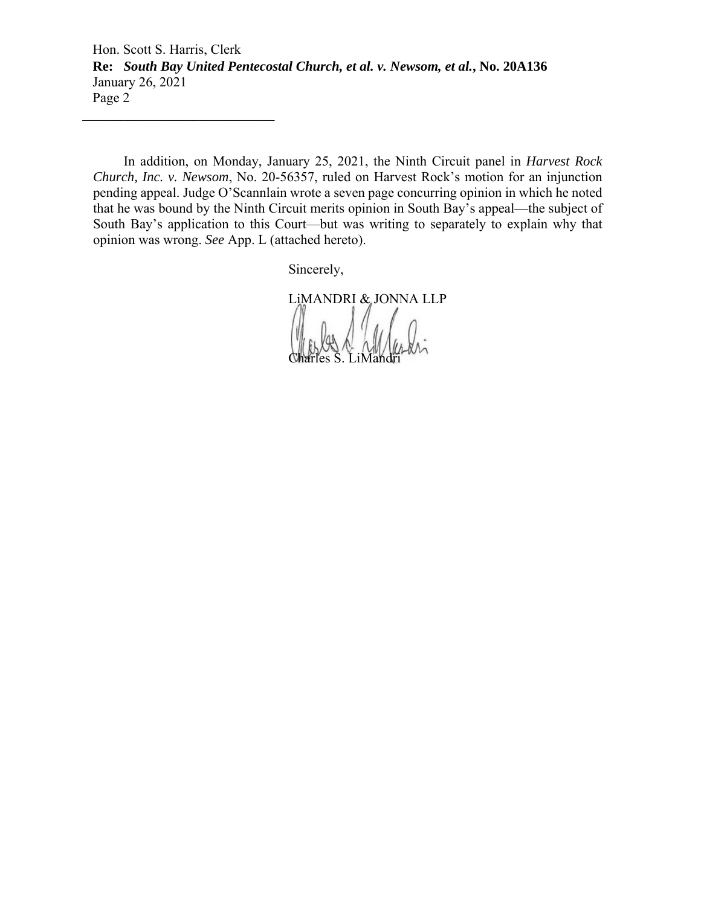In addition, on Monday, January 25, 2021, the Ninth Circuit panel in *Harvest Rock Church, Inc. v. Newsom*, No. 20-56357, ruled on Harvest Rock's motion for an injunction pending appeal. Judge O'Scannlain wrote a seven page concurring opinion in which he noted that he was bound by the Ninth Circuit merits opinion in South Bay's appeal—the subject of South Bay's application to this Court—but was writing to separately to explain why that opinion was wrong. *See* App. L (attached hereto).

Sincerely,

LiMANDRI & JONNA LLP

Charles S. LiMandri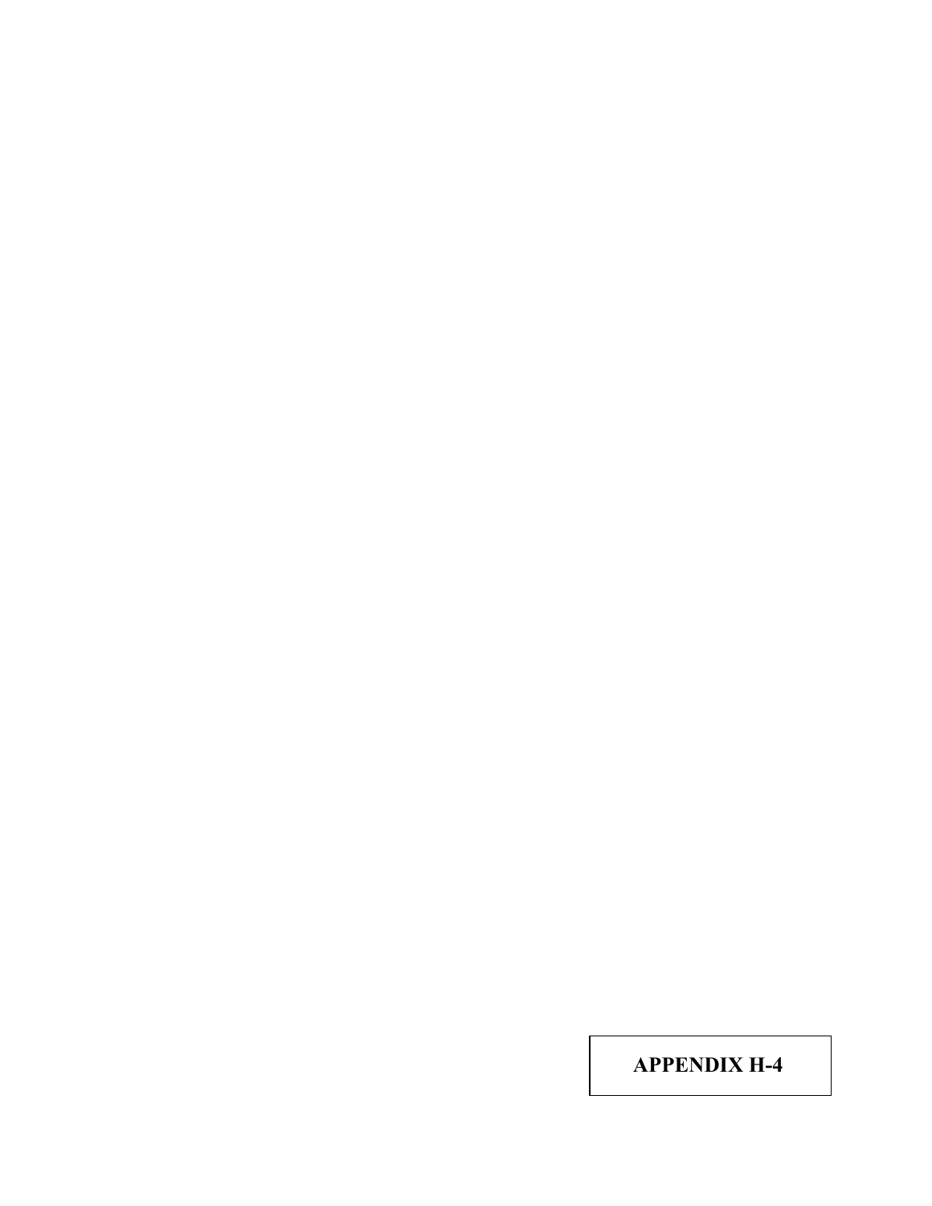**APPENDIX H-4**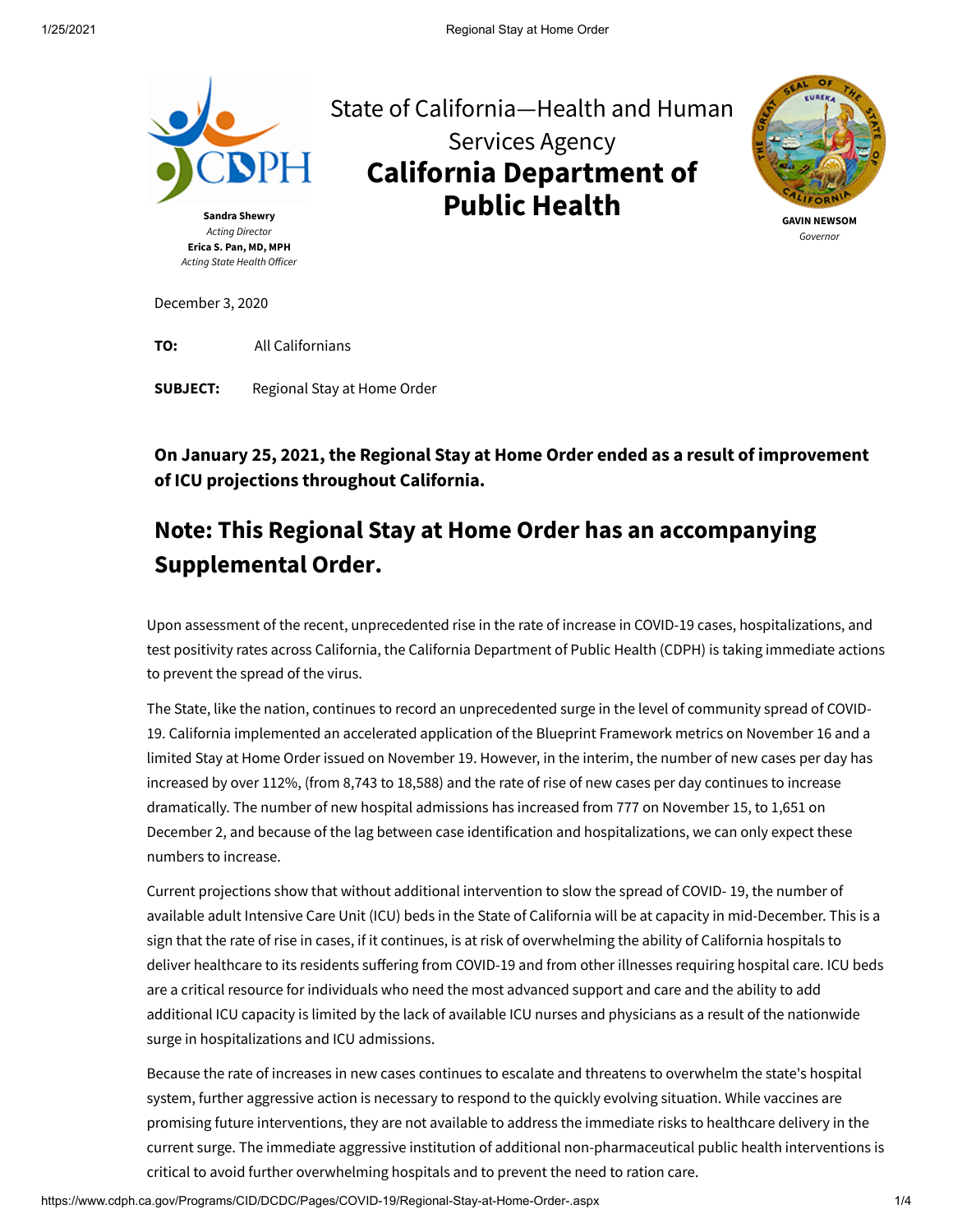Sandra Shewry
*Acting Director*
**Erica S. Pan, MD, MPH**
*Acting State Health Officer*

State of California—Health and Human Services Agency

# California Department of Public Health

**GAVIN NEWSOM**
*Governor*

December 3, 2020

**TO:** All Californians

**SUBJECT:** Regional Stay at Home Order

**On January 25, 2021, the Regional Stay at Home Order ended as a result of improvement of ICU projections throughout California.**

## Note: This Regional Stay at Home Order has an accompanying Supplemental Order.

Upon assessment of the recent, unprecedented rise in the rate of increase in COVID-19 cases, hospitalizations, and test positivity rates across California, the California Department of Public Health (CDPH) is taking immediate actions to prevent the spread of the virus.

The State, like the nation, continues to record an unprecedented surge in the level of community spread of COVID-19. California implemented an accelerated application of the Blueprint Framework metrics on November 16 and a limited Stay at Home Order issued on November 19. However, in the interim, the number of new cases per day has increased by over 112%, (from 8,743 to 18,588) and the rate of rise of new cases per day continues to increase dramatically. The number of new hospital admissions has increased from 777 on November 15, to 1,651 on December 2, and because of the lag between case identification and hospitalizations, we can only expect these numbers to increase.

Current projections show that without additional intervention to slow the spread of COVID- 19, the number of available adult Intensive Care Unit (ICU) beds in the State of California will be at capacity in mid-December. This is a sign that the rate of rise in cases, if it continues, is at risk of overwhelming the ability of California hospitals to deliver healthcare to its residents suffering from COVID-19 and from other illnesses requiring hospital care. ICU beds are a critical resource for individuals who need the most advanced support and care and the ability to add additional ICU capacity is limited by the lack of available ICU nurses and physicians as a result of the nationwide surge in hospitalizations and ICU admissions.

Because the rate of increases in new cases continues to escalate and threatens to overwhelm the state's hospital system, further aggressive action is necessary to respond to the quickly evolving situation. While vaccines are promising future interventions, they are not available to address the immediate risks to healthcare delivery in the current surge. The immediate aggressive institution of additional non-pharmaceutical public health interventions is critical to avoid further overwhelming hospitals and to prevent the need to ration care.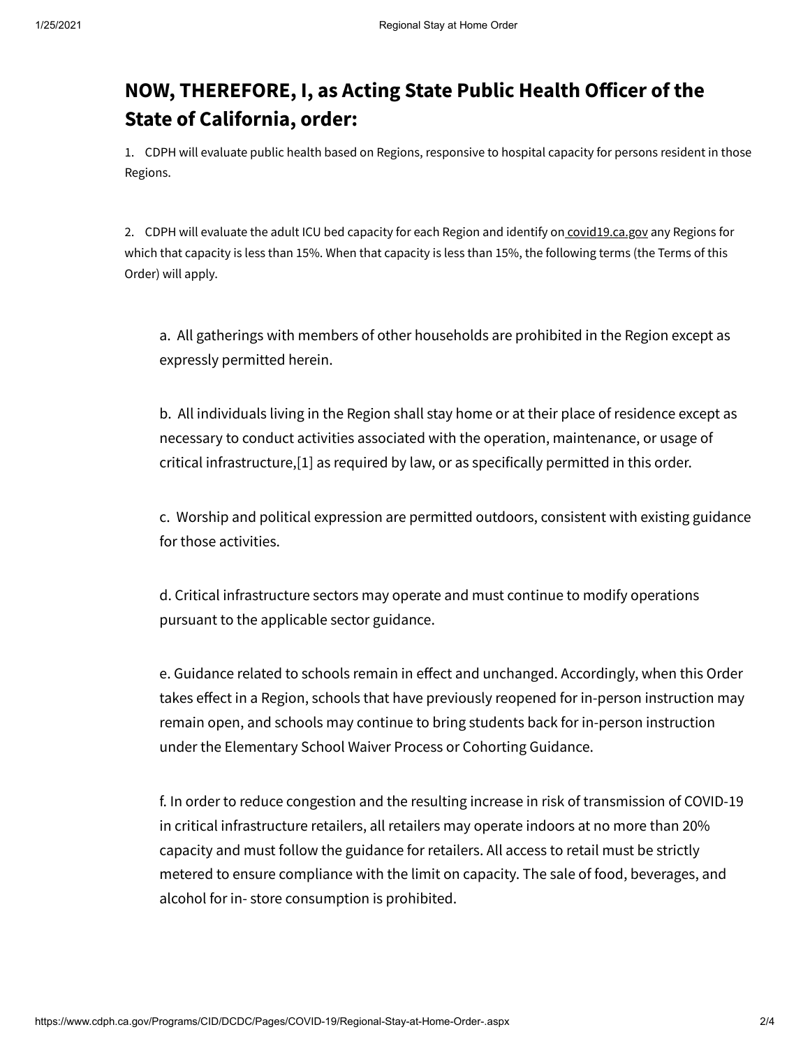## NOW, THEREFORE, I, as Acting State Public Health Officer of the State of California, order:

1. CDPH will evaluate public health based on Regions, responsive to hospital capacity for persons resident in those Regions.

2. CDPH will evaluate the adult ICU bed capacity for each Region and identify on covid19.ca.gov any Regions for which that capacity is less than 15%. When that capacity is less than 15%, the following terms (the Terms of this Order) will apply.

   a. All gatherings with members of other households are prohibited in the Region except as expressly permitted herein.

   b. All individuals living in the Region shall stay home or at their place of residence except as necessary to conduct activities associated with the operation, maintenance, or usage of critical infrastructure,[1] as required by law, or as specifically permitted in this order.

   c. Worship and political expression are permitted outdoors, consistent with existing guidance for those activities.

   d. Critical infrastructure sectors may operate and must continue to modify operations pursuant to the applicable sector guidance.

   e. Guidance related to schools remain in effect and unchanged. Accordingly, when this Order takes effect in a Region, schools that have previously reopened for in-person instruction may remain open, and schools may continue to bring students back for in-person instruction under the Elementary School Waiver Process or Cohorting Guidance.

   f. In order to reduce congestion and the resulting increase in risk of transmission of COVID-19 in critical infrastructure retailers, all retailers may operate indoors at no more than 20% capacity and must follow the guidance for retailers. All access to retail must be strictly metered to ensure compliance with the limit on capacity. The sale of food, beverages, and alcohol for in- store consumption is prohibited.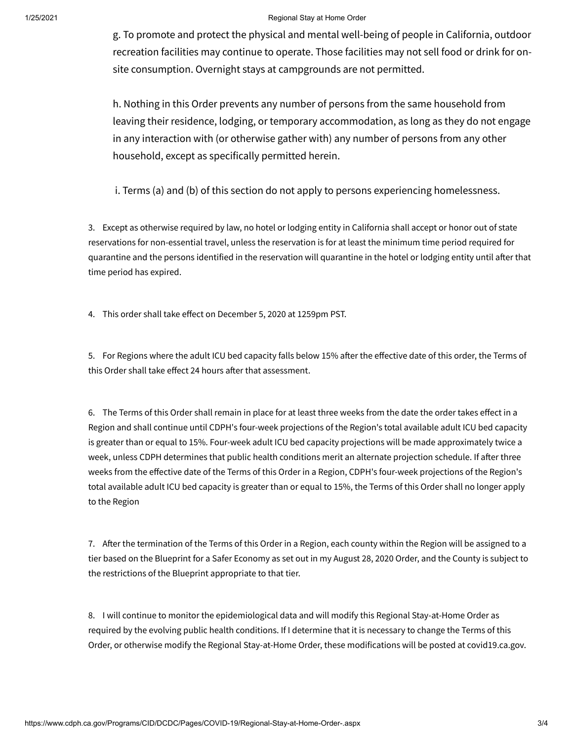g. To promote and protect the physical and mental well-being of people in California, outdoor recreation facilities may continue to operate. Those facilities may not sell food or drink for on-site consumption. Overnight stays at campgrounds are not permitted.

h. Nothing in this Order prevents any number of persons from the same household from leaving their residence, lodging, or temporary accommodation, as long as they do not engage in any interaction with (or otherwise gather with) any number of persons from any other household, except as specifically permitted herein.

i. Terms (a) and (b) of this section do not apply to persons experiencing homelessness.

3. Except as otherwise required by law, no hotel or lodging entity in California shall accept or honor out of state reservations for non-essential travel, unless the reservation is for at least the minimum time period required for quarantine and the persons identified in the reservation will quarantine in the hotel or lodging entity until after that time period has expired.

4. This order shall take effect on December 5, 2020 at 1259pm PST.

5. For Regions where the adult ICU bed capacity falls below 15% after the effective date of this order, the Terms of this Order shall take effect 24 hours after that assessment.

6. The Terms of this Order shall remain in place for at least three weeks from the date the order takes effect in a Region and shall continue until CDPH's four-week projections of the Region's total available adult ICU bed capacity is greater than or equal to 15%. Four-week adult ICU bed capacity projections will be made approximately twice a week, unless CDPH determines that public health conditions merit an alternate projection schedule. If after three weeks from the effective date of the Terms of this Order in a Region, CDPH's four-week projections of the Region's total available adult ICU bed capacity is greater than or equal to 15%, the Terms of this Order shall no longer apply to the Region

7. After the termination of the Terms of this Order in a Region, each county within the Region will be assigned to a tier based on the Blueprint for a Safer Economy as set out in my August 28, 2020 Order, and the County is subject to the restrictions of the Blueprint appropriate to that tier.

8. I will continue to monitor the epidemiological data and will modify this Regional Stay-at-Home Order as required by the evolving public health conditions. If I determine that it is necessary to change the Terms of this Order, or otherwise modify the Regional Stay-at-Home Order, these modifications will be posted at covid19.ca.gov.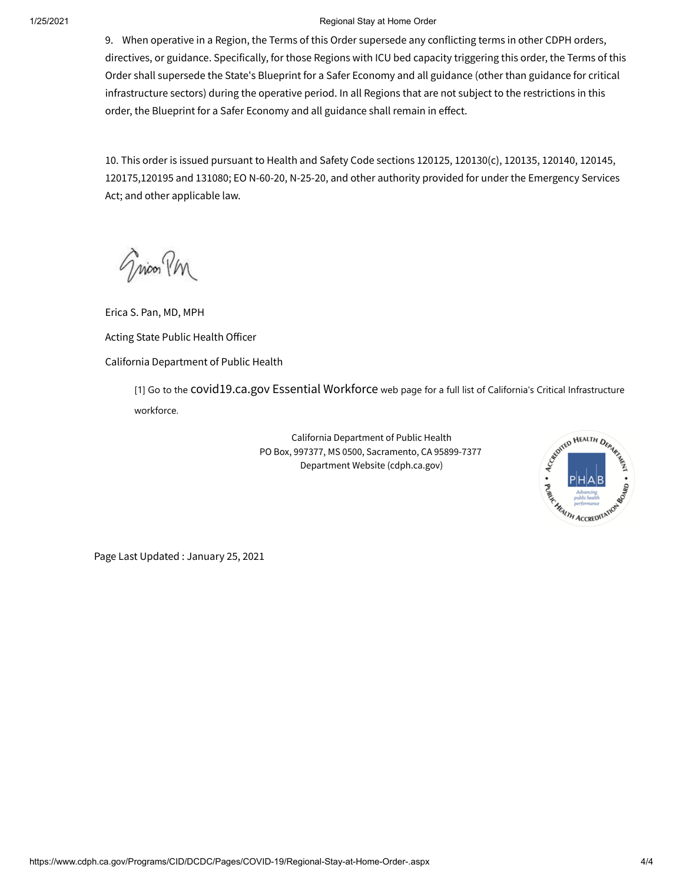9. When operative in a Region, the Terms of this Order supersede any conflicting terms in other CDPH orders, directives, or guidance. Specifically, for those Regions with ICU bed capacity triggering this order, the Terms of this Order shall supersede the State's Blueprint for a Safer Economy and all guidance (other than guidance for critical infrastructure sectors) during the operative period. In all Regions that are not subject to the restrictions in this order, the Blueprint for a Safer Economy and all guidance shall remain in effect.

10. This order is issued pursuant to Health and Safety Code sections 120125, 120130(c), 120135, 120140, 120145, 120175,120195 and 131080; EO N-60-20, N-25-20, and other authority provided for under the Emergency Services Act; and other applicable law.

Erica S. Pan, MD, MPH

Acting State Public Health Officer

California Department of Public Health

[1] Go to the covid19.ca.gov Essential Workforce web page for a full list of California's Critical Infrastructure workforce.

California Department of Public Health
PO Box, 997377, MS 0500, Sacramento, CA 95899-7377
Department Website (cdph.ca.gov)

Page Last Updated : January 25, 2021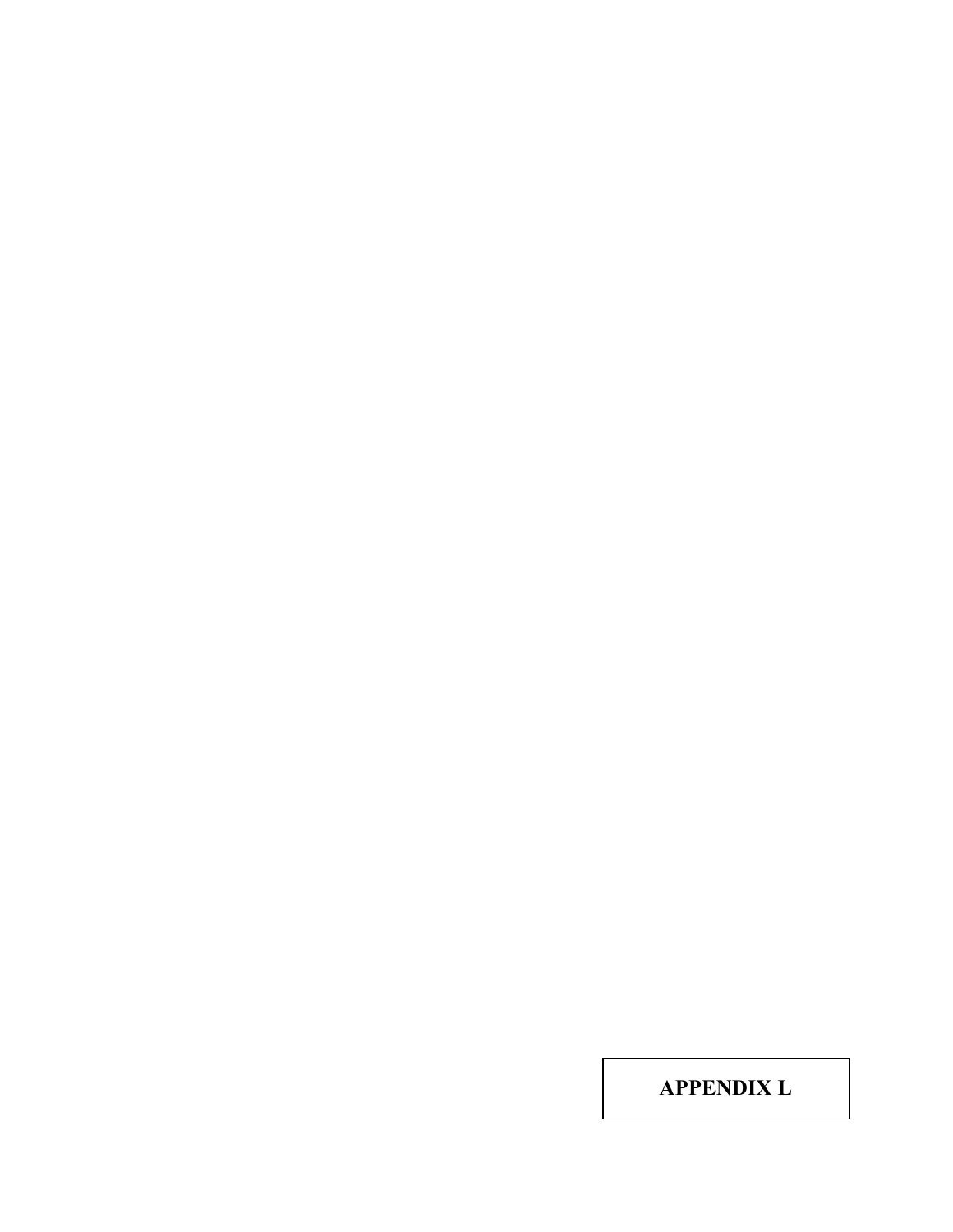**APPENDIX L**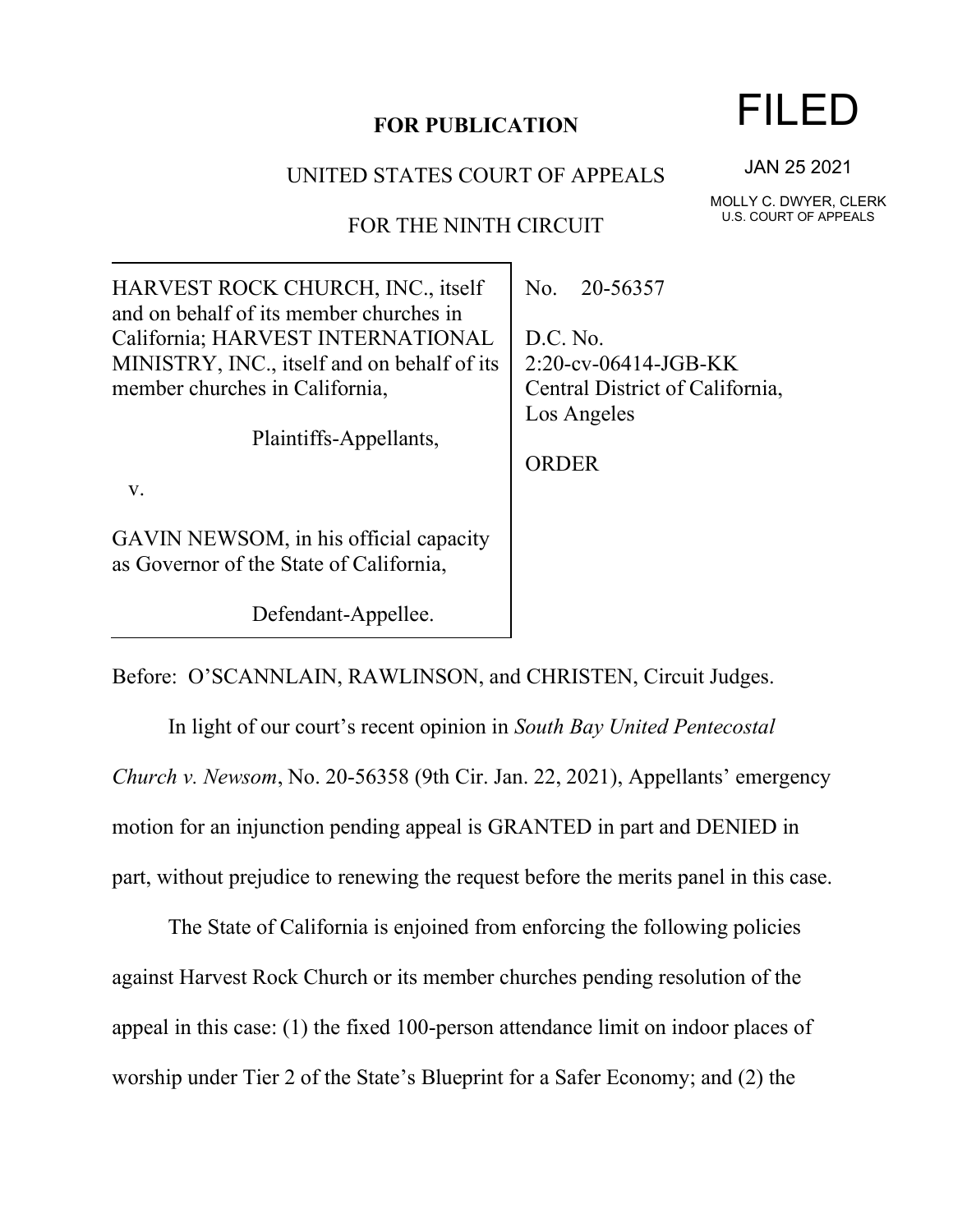**FOR PUBLICATION**

UNITED STATES COURT OF APPEALS

FOR THE NINTH CIRCUIT

FILED

JAN 25 2021

MOLLY C. DWYER, CLERK
U.S. COURT OF APPEALS

| | |
|---|---|
| HARVEST ROCK CHURCH, INC., itself and on behalf of its member churches in California; HARVEST INTERNATIONAL MINISTRY, INC., itself and on behalf of its member churches in California,<br><br>Plaintiffs-Appellants,<br><br>v.<br><br>GAVIN NEWSOM, in his official capacity as Governor of the State of California,<br><br>Defendant-Appellee. | No. 20-56357<br><br>D.C. No. 2:20-cv-06414-JGB-KK Central District of California, Los Angeles<br><br>ORDER |

Before: O'SCANNLAIN, RAWLINSON, and CHRISTEN, Circuit Judges.

In light of our court's recent opinion in *South Bay United Pentecostal Church v. Newsom*, No. 20-56358 (9th Cir. Jan. 22, 2021), Appellants' emergency motion for an injunction pending appeal is GRANTED in part and DENIED in part, without prejudice to renewing the request before the merits panel in this case.

The State of California is enjoined from enforcing the following policies against Harvest Rock Church or its member churches pending resolution of the appeal in this case: (1) the fixed 100-person attendance limit on indoor places of worship under Tier 2 of the State's Blueprint for a Safer Economy; and (2) the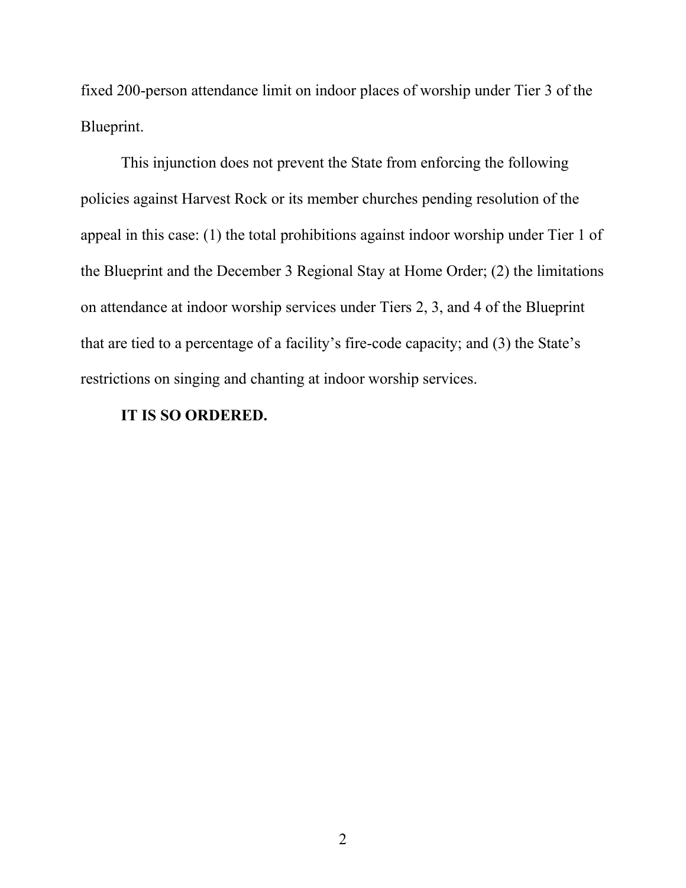fixed 200-person attendance limit on indoor places of worship under Tier 3 of the Blueprint.

This injunction does not prevent the State from enforcing the following policies against Harvest Rock or its member churches pending resolution of the appeal in this case: (1) the total prohibitions against indoor worship under Tier 1 of the Blueprint and the December 3 Regional Stay at Home Order; (2) the limitations on attendance at indoor worship services under Tiers 2, 3, and 4 of the Blueprint that are tied to a percentage of a facility's fire-code capacity; and (3) the State's restrictions on singing and chanting at indoor worship services.

**IT IS SO ORDERED.**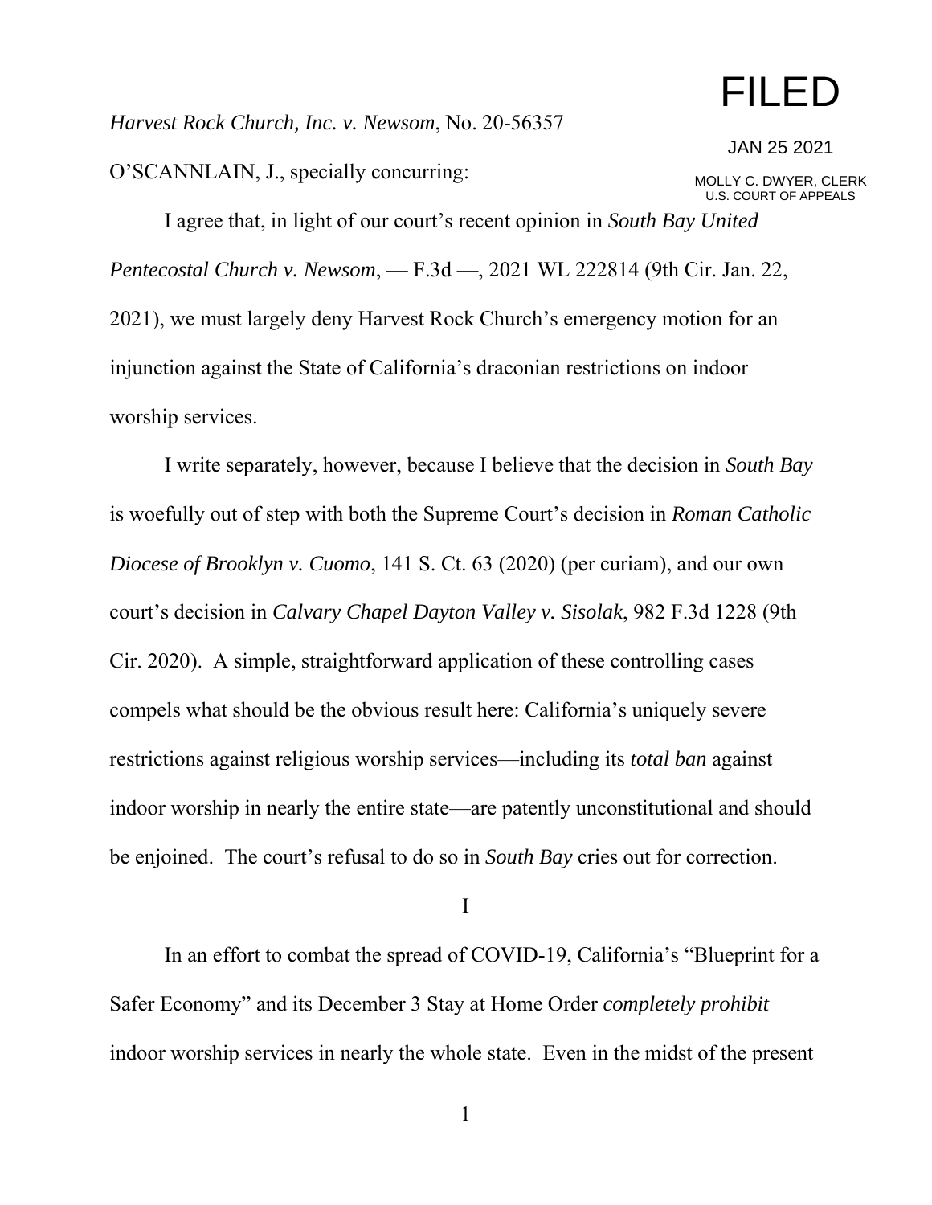*Harvest Rock Church, Inc. v. Newsom*, No. 20-56357

FILED

JAN 25 2021

MOLLY C. DWYER, CLERK
U.S. COURT OF APPEALS

O'SCANNLAIN, J., specially concurring:

I agree that, in light of our court's recent opinion in *South Bay United Pentecostal Church v. Newsom*, — F.3d —, 2021 WL 222814 (9th Cir. Jan. 22, 2021), we must largely deny Harvest Rock Church's emergency motion for an injunction against the State of California's draconian restrictions on indoor worship services.

I write separately, however, because I believe that the decision in *South Bay* is woefully out of step with both the Supreme Court's decision in *Roman Catholic Diocese of Brooklyn v. Cuomo*, 141 S. Ct. 63 (2020) (per curiam), and our own court's decision in *Calvary Chapel Dayton Valley v. Sisolak*, 982 F.3d 1228 (9th Cir. 2020). A simple, straightforward application of these controlling cases compels what should be the obvious result here: California's uniquely severe restrictions against religious worship services—including its *total ban* against indoor worship in nearly the entire state—are patently unconstitutional and should be enjoined. The court's refusal to do so in *South Bay* cries out for correction.

I

In an effort to combat the spread of COVID-19, California's "Blueprint for a Safer Economy" and its December 3 Stay at Home Order *completely prohibit* indoor worship services in nearly the whole state. Even in the midst of the present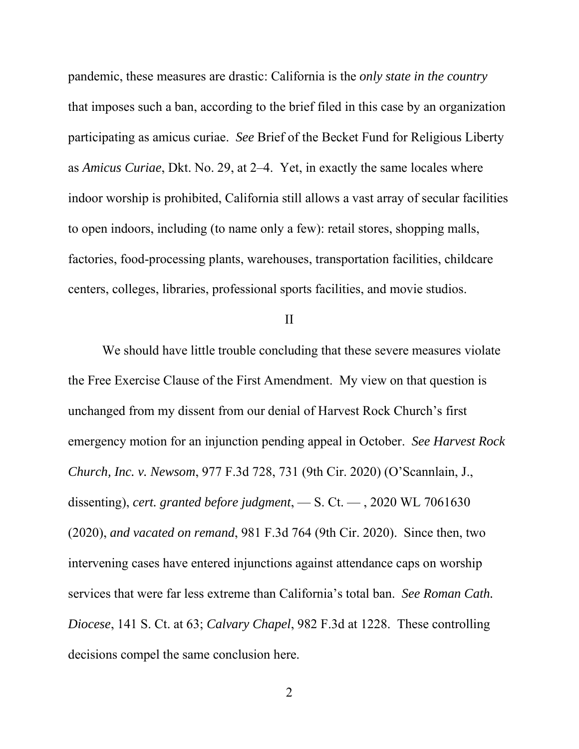pandemic, these measures are drastic: California is the *only state in the country* that imposes such a ban, according to the brief filed in this case by an organization participating as amicus curiae. *See* Brief of the Becket Fund for Religious Liberty as *Amicus Curiae*, Dkt. No. 29, at 2–4. Yet, in exactly the same locales where indoor worship is prohibited, California still allows a vast array of secular facilities to open indoors, including (to name only a few): retail stores, shopping malls, factories, food-processing plants, warehouses, transportation facilities, childcare centers, colleges, libraries, professional sports facilities, and movie studios.

## II

We should have little trouble concluding that these severe measures violate the Free Exercise Clause of the First Amendment. My view on that question is unchanged from my dissent from our denial of Harvest Rock Church's first emergency motion for an injunction pending appeal in October. *See Harvest Rock Church, Inc. v. Newsom*, 977 F.3d 728, 731 (9th Cir. 2020) (O'Scannlain, J., dissenting), *cert. granted before judgment*, — S. Ct. — , 2020 WL 7061630 (2020), *and vacated on remand*, 981 F.3d 764 (9th Cir. 2020). Since then, two intervening cases have entered injunctions against attendance caps on worship services that were far less extreme than California's total ban. *See Roman Cath. Diocese*, 141 S. Ct. at 63; *Calvary Chapel*, 982 F.3d at 1228. These controlling decisions compel the same conclusion here.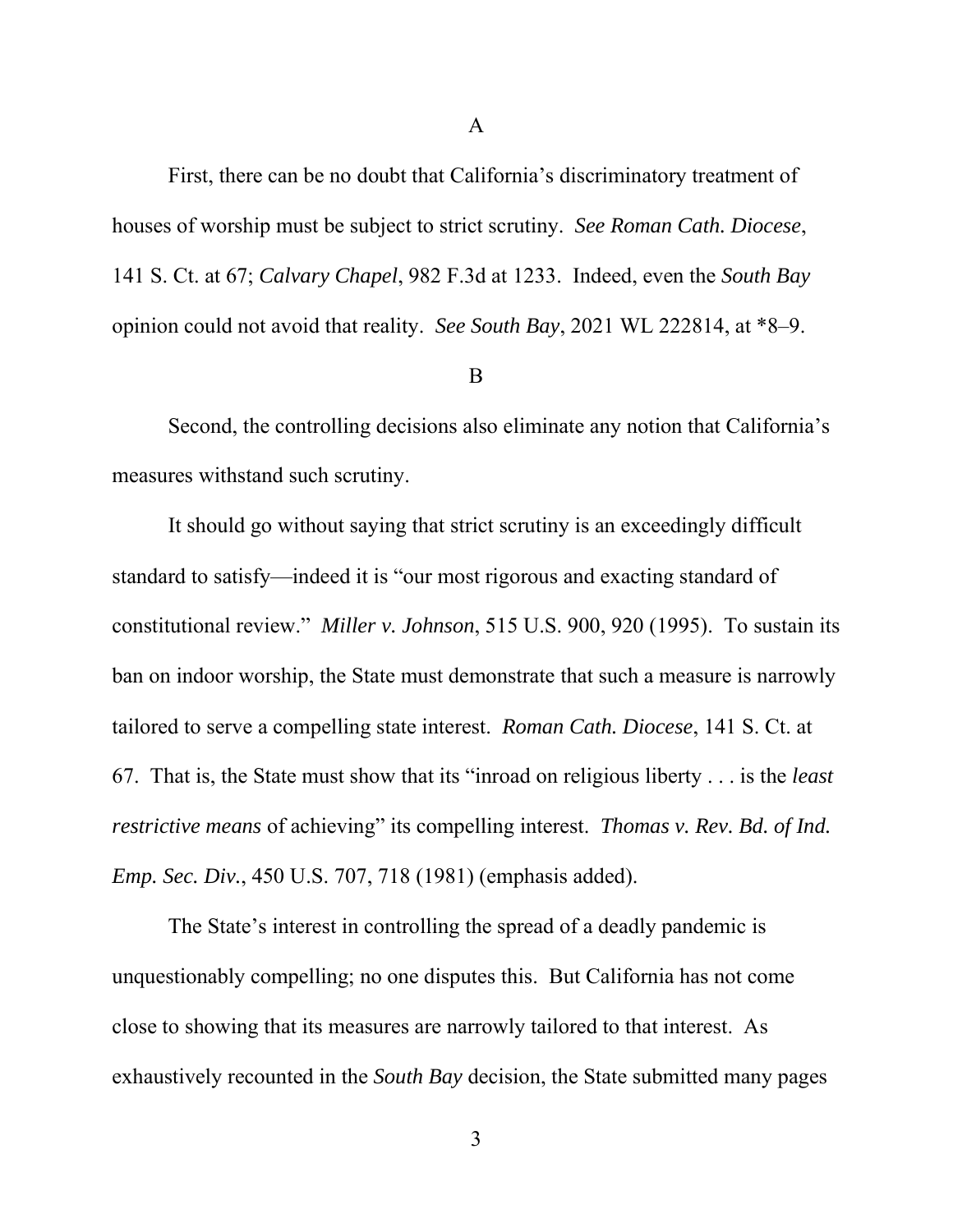A

First, there can be no doubt that California's discriminatory treatment of houses of worship must be subject to strict scrutiny. *See Roman Cath. Diocese*, 141 S. Ct. at 67; *Calvary Chapel*, 982 F.3d at 1233. Indeed, even the *South Bay* opinion could not avoid that reality. *See South Bay*, 2021 WL 222814, at *8–9.

B

Second, the controlling decisions also eliminate any notion that California's measures withstand such scrutiny.

It should go without saying that strict scrutiny is an exceedingly difficult standard to satisfy—indeed it is "our most rigorous and exacting standard of constitutional review." *Miller v. Johnson*, 515 U.S. 900, 920 (1995). To sustain its ban on indoor worship, the State must demonstrate that such a measure is narrowly tailored to serve a compelling state interest. *Roman Cath. Diocese*, 141 S. Ct. at 67. That is, the State must show that its "inroad on religious liberty . . . is the *least restrictive means* of achieving" its compelling interest. *Thomas v. Rev. Bd. of Ind. Emp. Sec. Div.*, 450 U.S. 707, 718 (1981) (emphasis added).

The State's interest in controlling the spread of a deadly pandemic is unquestionably compelling; no one disputes this. But California has not come close to showing that its measures are narrowly tailored to that interest. As exhaustively recounted in the *South Bay* decision, the State submitted many pages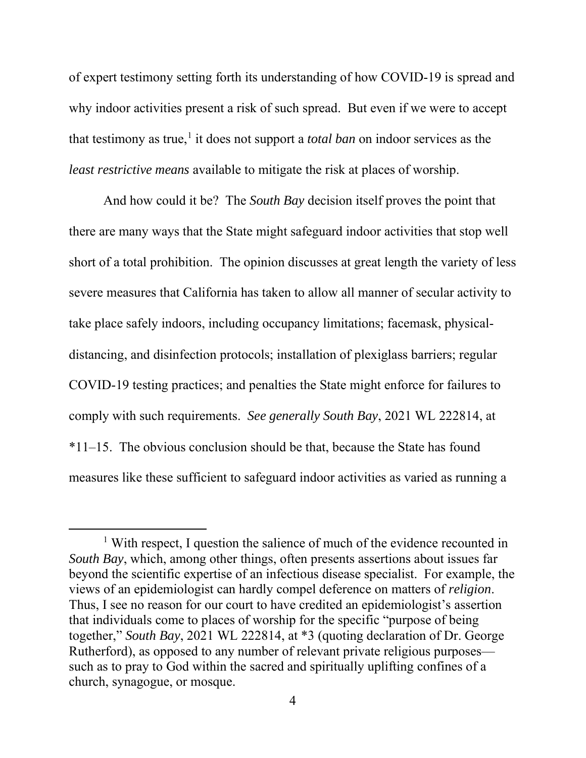of expert testimony setting forth its understanding of how COVID-19 is spread and why indoor activities present a risk of such spread. But even if we were to accept that testimony as true,[1] it does not support a *total ban* on indoor services as the *least restrictive means* available to mitigate the risk at places of worship.

And how could it be? The *South Bay* decision itself proves the point that there are many ways that the State might safeguard indoor activities that stop well short of a total prohibition. The opinion discusses at great length the variety of less severe measures that California has taken to allow all manner of secular activity to take place safely indoors, including occupancy limitations; facemask, physical-distancing, and disinfection protocols; installation of plexiglass barriers; regular COVID-19 testing practices; and penalties the State might enforce for failures to comply with such requirements. *See generally South Bay*, 2021 WL 222814, at *11–15. The obvious conclusion should be that, because the State has found measures like these sufficient to safeguard indoor activities as varied as running a

---

[1] With respect, I question the salience of much of the evidence recounted in *South Bay*, which, among other things, often presents assertions about issues far beyond the scientific expertise of an infectious disease specialist. For example, the views of an epidemiologist can hardly compel deference on matters of *religion*. Thus, I see no reason for our court to have credited an epidemiologist's assertion that individuals come to places of worship for the specific "purpose of being together," *South Bay*, 2021 WL 222814, at *3 (quoting declaration of Dr. George Rutherford), as opposed to any number of relevant private religious purposes—such as to pray to God within the sacred and spiritually uplifting confines of a church, synagogue, or mosque.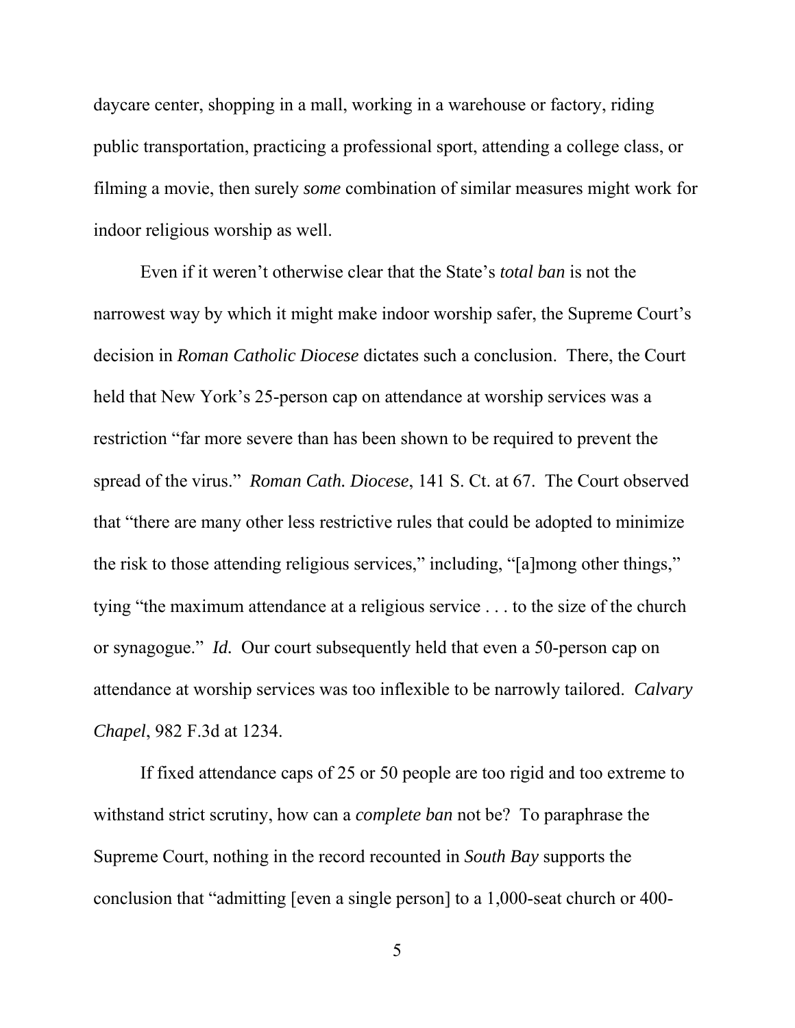daycare center, shopping in a mall, working in a warehouse or factory, riding public transportation, practicing a professional sport, attending a college class, or filming a movie, then surely *some* combination of similar measures might work for indoor religious worship as well.

Even if it weren't otherwise clear that the State's *total ban* is not the narrowest way by which it might make indoor worship safer, the Supreme Court's decision in *Roman Catholic Diocese* dictates such a conclusion. There, the Court held that New York's 25-person cap on attendance at worship services was a restriction "far more severe than has been shown to be required to prevent the spread of the virus." *Roman Cath. Diocese*, 141 S. Ct. at 67. The Court observed that "there are many other less restrictive rules that could be adopted to minimize the risk to those attending religious services," including, "[a]mong other things," tying "the maximum attendance at a religious service . . . to the size of the church or synagogue." *Id.* Our court subsequently held that even a 50-person cap on attendance at worship services was too inflexible to be narrowly tailored. *Calvary Chapel*, 982 F.3d at 1234.

If fixed attendance caps of 25 or 50 people are too rigid and too extreme to withstand strict scrutiny, how can a *complete ban* not be? To paraphrase the Supreme Court, nothing in the record recounted in *South Bay* supports the conclusion that "admitting [even a single person] to a 1,000-seat church or 400-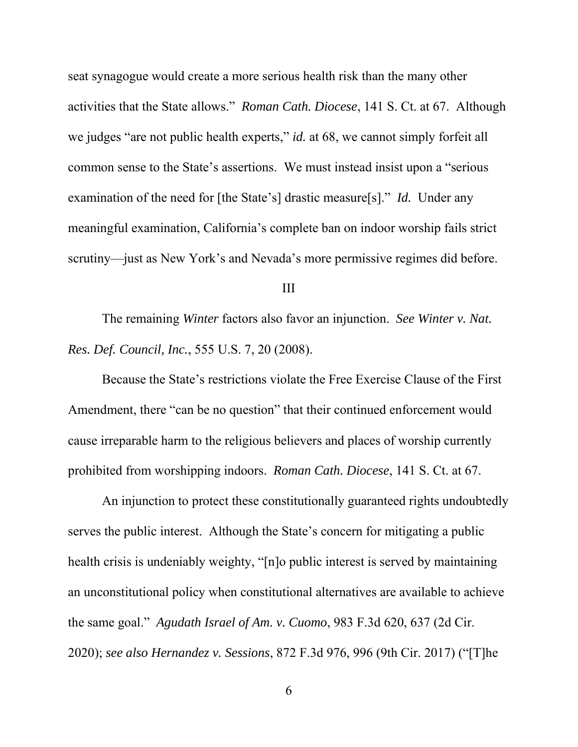seat synagogue would create a more serious health risk than the many other activities that the State allows." *Roman Cath. Diocese*, 141 S. Ct. at 67. Although we judges "are not public health experts," *id.* at 68, we cannot simply forfeit all common sense to the State's assertions. We must instead insist upon a "serious examination of the need for [the State's] drastic measure[s]." *Id.* Under any meaningful examination, California's complete ban on indoor worship fails strict scrutiny—just as New York's and Nevada's more permissive regimes did before.

## III

The remaining *Winter* factors also favor an injunction. *See Winter v. Nat. Res. Def. Council, Inc.*, 555 U.S. 7, 20 (2008).

Because the State's restrictions violate the Free Exercise Clause of the First Amendment, there "can be no question" that their continued enforcement would cause irreparable harm to the religious believers and places of worship currently prohibited from worshipping indoors. *Roman Cath. Diocese*, 141 S. Ct. at 67.

An injunction to protect these constitutionally guaranteed rights undoubtedly serves the public interest. Although the State's concern for mitigating a public health crisis is undeniably weighty, "[n]o public interest is served by maintaining an unconstitutional policy when constitutional alternatives are available to achieve the same goal." *Agudath Israel of Am. v. Cuomo*, 983 F.3d 620, 637 (2d Cir. 2020); *see also Hernandez v. Sessions*, 872 F.3d 976, 996 (9th Cir. 2017) ("[T]he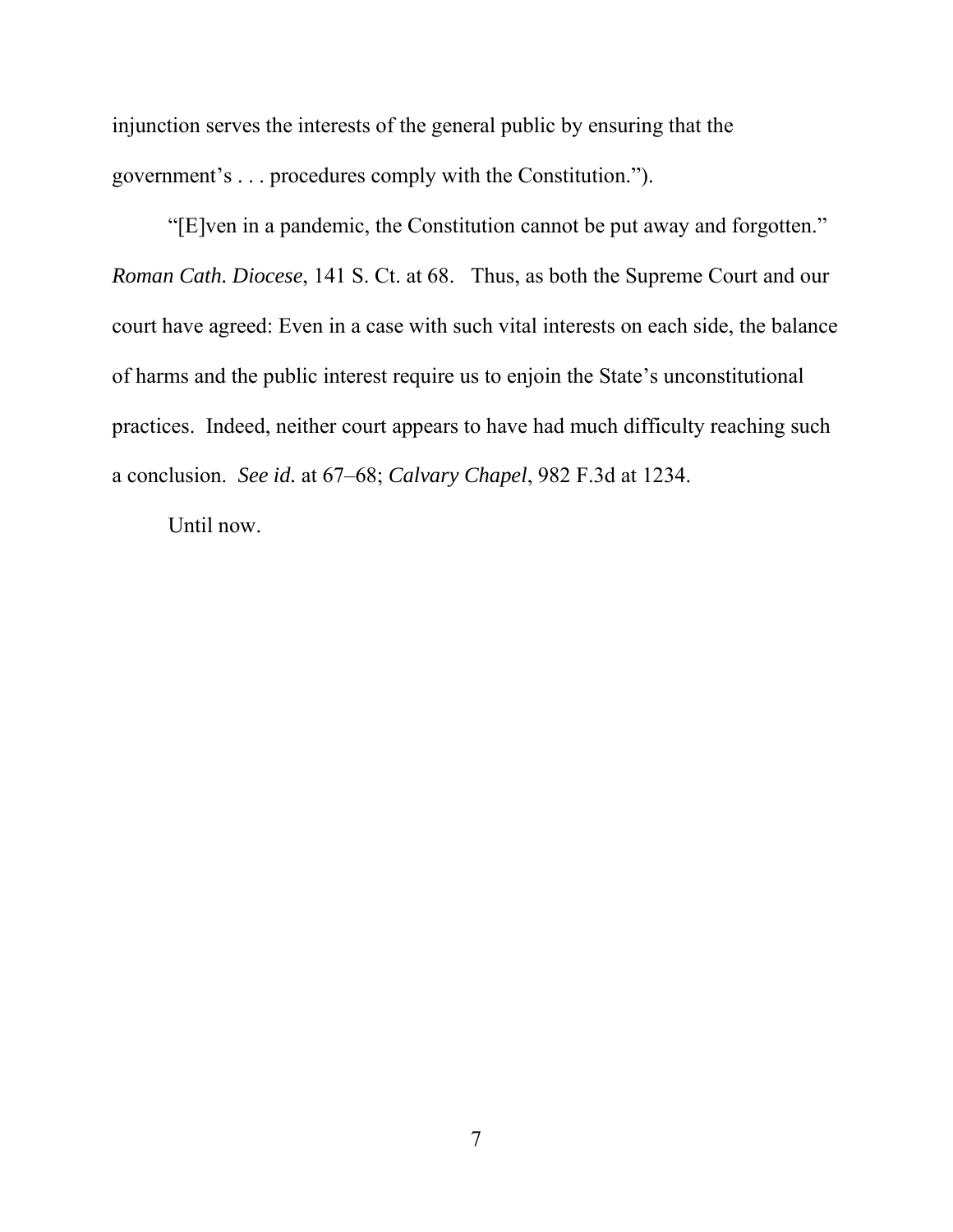injunction serves the interests of the general public by ensuring that the government's . . . procedures comply with the Constitution.").

"[E]ven in a pandemic, the Constitution cannot be put away and forgotten." *Roman Cath. Diocese*, 141 S. Ct. at 68. Thus, as both the Supreme Court and our court have agreed: Even in a case with such vital interests on each side, the balance of harms and the public interest require us to enjoin the State's unconstitutional practices. Indeed, neither court appears to have had much difficulty reaching such a conclusion. *See id.* at 67–68; *Calvary Chapel*, 982 F.3d at 1234.

Until now.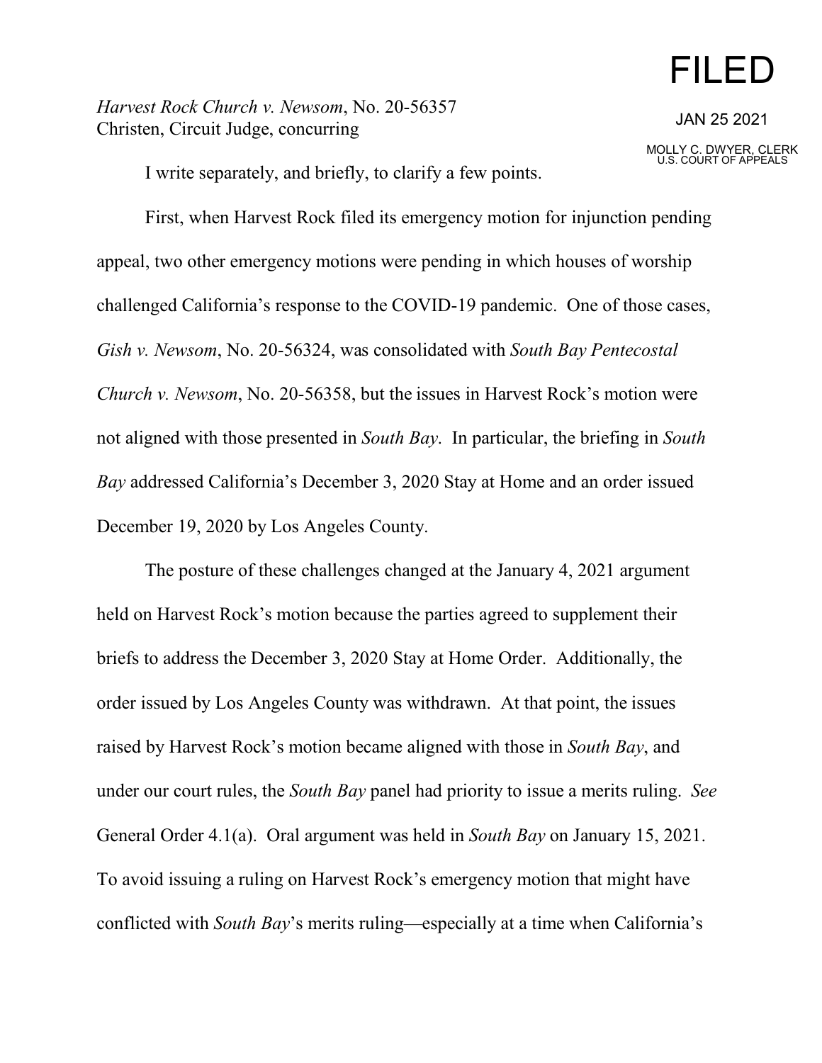FILED

JAN 25 2021

MOLLY C. DWYER, CLERK
U.S. COURT OF APPEALS

*Harvest Rock Church v. Newsom*, No. 20-56357
Christen, Circuit Judge, concurring

I write separately, and briefly, to clarify a few points.

First, when Harvest Rock filed its emergency motion for injunction pending appeal, two other emergency motions were pending in which houses of worship challenged California's response to the COVID-19 pandemic. One of those cases, *Gish v. Newsom*, No. 20-56324, was consolidated with *South Bay Pentecostal Church v. Newsom*, No. 20-56358, but the issues in Harvest Rock's motion were not aligned with those presented in *South Bay*. In particular, the briefing in *South Bay* addressed California's December 3, 2020 Stay at Home and an order issued December 19, 2020 by Los Angeles County.

The posture of these challenges changed at the January 4, 2021 argument held on Harvest Rock's motion because the parties agreed to supplement their briefs to address the December 3, 2020 Stay at Home Order. Additionally, the order issued by Los Angeles County was withdrawn. At that point, the issues raised by Harvest Rock's motion became aligned with those in *South Bay*, and under our court rules, the *South Bay* panel had priority to issue a merits ruling. *See* General Order 4.1(a). Oral argument was held in *South Bay* on January 15, 2021. To avoid issuing a ruling on Harvest Rock's emergency motion that might have conflicted with *South Bay*'s merits ruling—especially at a time when California's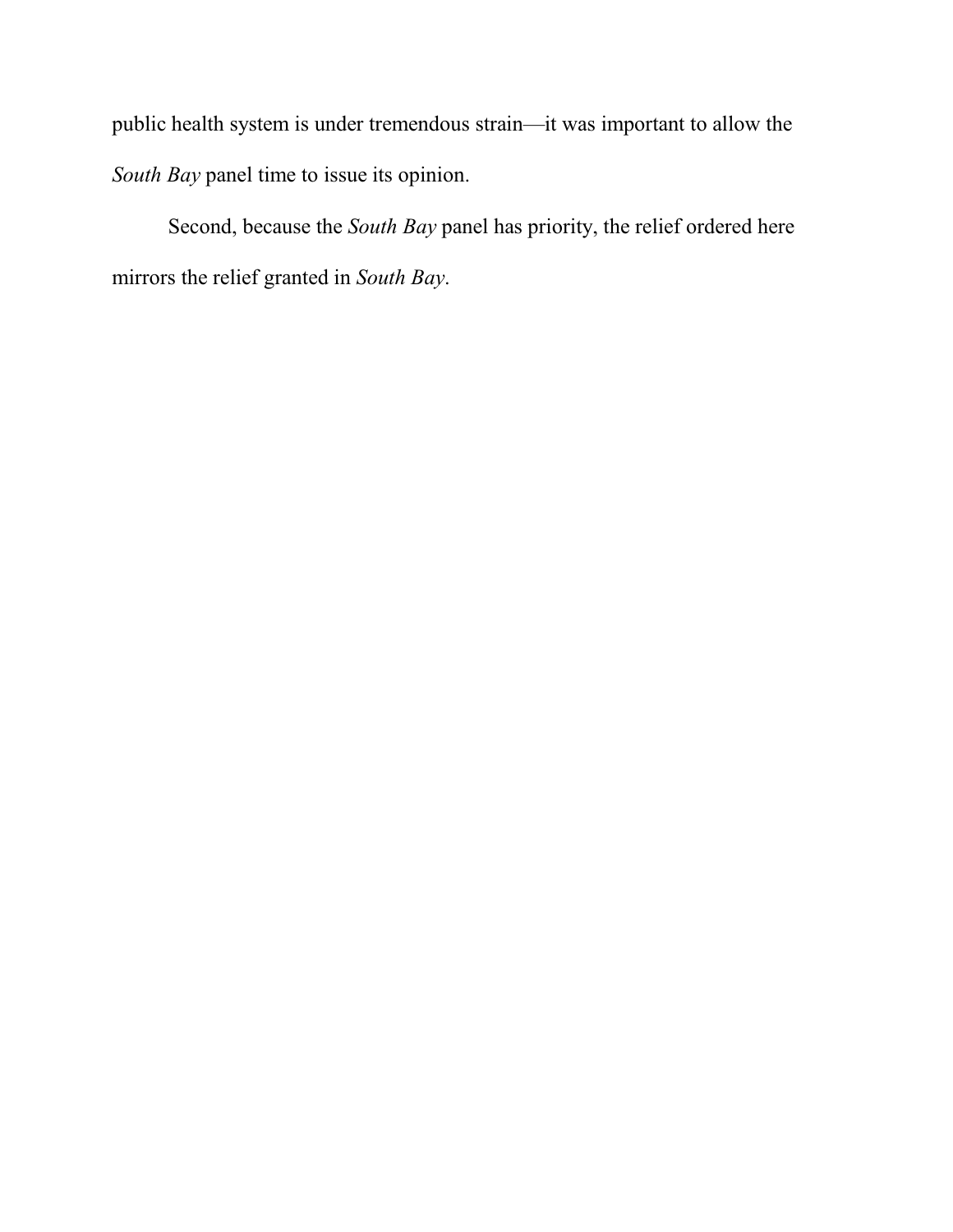public health system is under tremendous strain—it was important to allow the *South Bay* panel time to issue its opinion.

Second, because the *South Bay* panel has priority, the relief ordered here mirrors the relief granted in *South Bay*.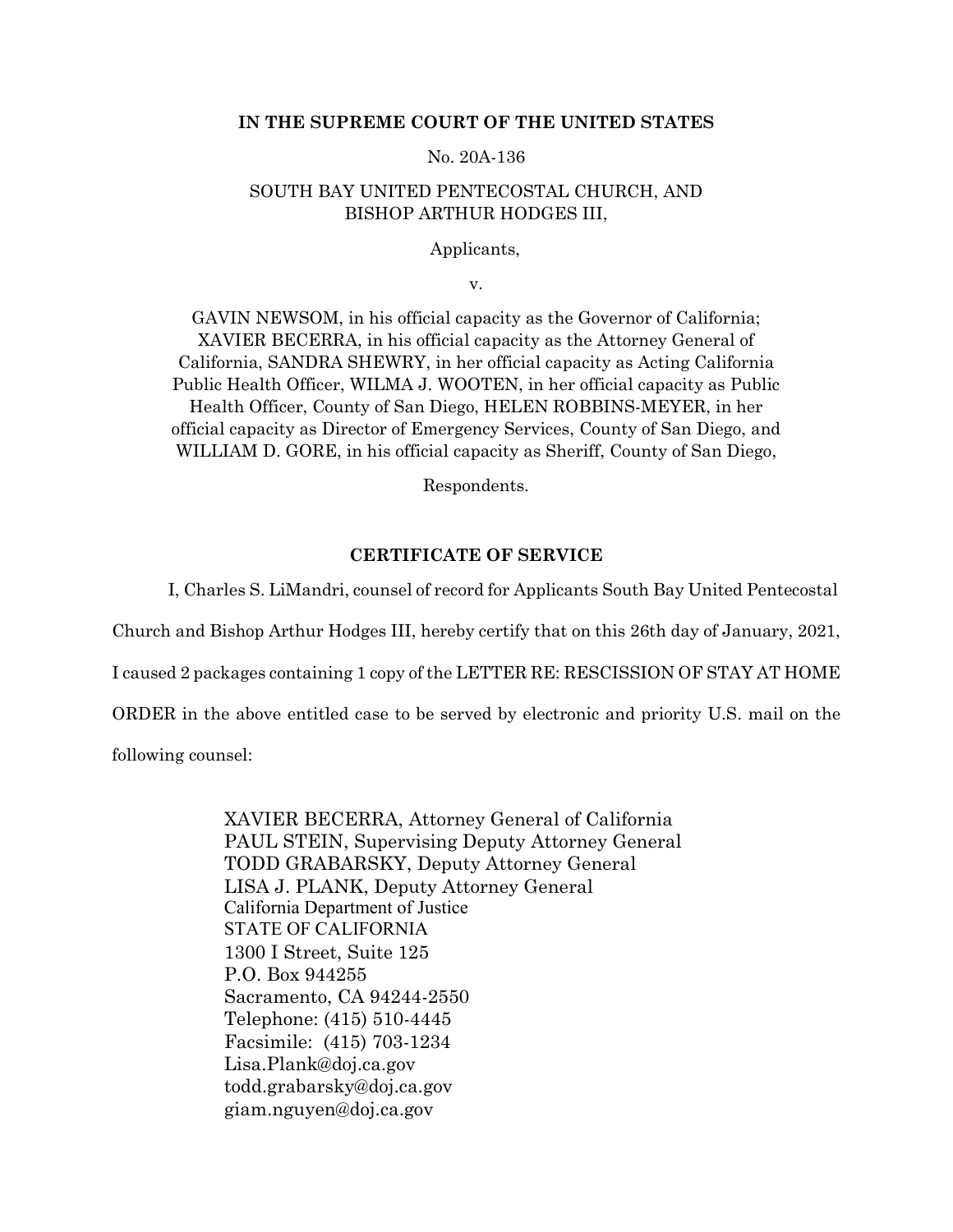**IN THE SUPREME COURT OF THE UNITED STATES**

No. 20A-136

SOUTH BAY UNITED PENTECOSTAL CHURCH, AND BISHOP ARTHUR HODGES III,

Applicants,

v.

GAVIN NEWSOM, in his official capacity as the Governor of California; XAVIER BECERRA, in his official capacity as the Attorney General of California, SANDRA SHEWRY, in her official capacity as Acting California Public Health Officer, WILMA J. WOOTEN, in her official capacity as Public Health Officer, County of San Diego, HELEN ROBBINS-MEYER, in her official capacity as Director of Emergency Services, County of San Diego, and WILLIAM D. GORE, in his official capacity as Sheriff, County of San Diego,

Respondents.

**CERTIFICATE OF SERVICE**

I, Charles S. LiMandri, counsel of record for Applicants South Bay United Pentecostal Church and Bishop Arthur Hodges III, hereby certify that on this 26th day of January, 2021, I caused 2 packages containing 1 copy of the LETTER RE: RESCISSION OF STAY AT HOME ORDER in the above entitled case to be served by electronic and priority U.S. mail on the following counsel:

XAVIER BECERRA, Attorney General of California
PAUL STEIN, Supervising Deputy Attorney General
TODD GRABARSKY, Deputy Attorney General
LISA J. PLANK, Deputy Attorney General
California Department of Justice
STATE OF CALIFORNIA
1300 I Street, Suite 125
P.O. Box 944255
Sacramento, CA 94244-2550
Telephone: (415) 510-4445
Facsimile: (415) 703-1234
Lisa.Plank@doj.ca.gov
todd.grabarsky@doj.ca.gov
giam.nguyen@doj.ca.gov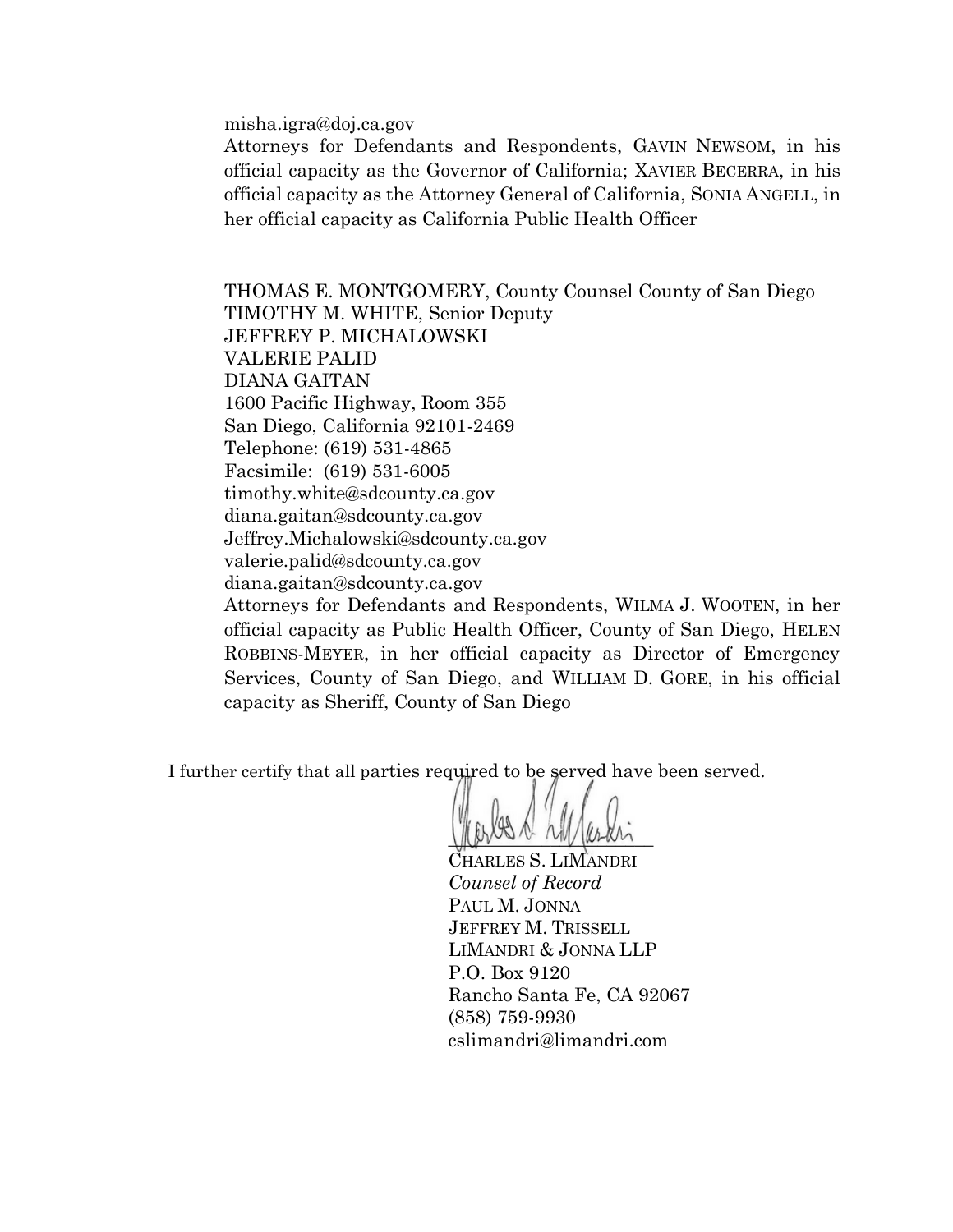misha.igra@doj.ca.gov
Attorneys for Defendants and Respondents, GAVIN NEWSOM, in his official capacity as the Governor of California; XAVIER BECERRA, in his official capacity as the Attorney General of California, SONIA ANGELL, in her official capacity as California Public Health Officer

THOMAS E. MONTGOMERY, County Counsel County of San Diego
TIMOTHY M. WHITE, Senior Deputy
JEFFREY P. MICHALOWSKI
VALERIE PALID
DIANA GAITAN
1600 Pacific Highway, Room 355
San Diego, California 92101-2469
Telephone: (619) 531-4865
Facsimile: (619) 531-6005
timothy.white@sdcounty.ca.gov
diana.gaitan@sdcounty.ca.gov
Jeffrey.Michalowski@sdcounty.ca.gov
valerie.palid@sdcounty.ca.gov
diana.gaitan@sdcounty.ca.gov
Attorneys for Defendants and Respondents, WILMA J. WOOTEN, in her official capacity as Public Health Officer, County of San Diego, HELEN ROBBINS-MEYER, in her official capacity as Director of Emergency Services, County of San Diego, and WILLIAM D. GORE, in his official capacity as Sheriff, County of San Diego

I further certify that all parties required to be served have been served.

CHARLES S. LIMANDRI
*Counsel of Record*
PAUL M. JONNA
JEFFREY M. TRISSELL
LIMANDRI & JONNA LLP
P.O. Box 9120
Rancho Santa Fe, CA 92067
(858) 759-9930
cslimandri@limandri.com